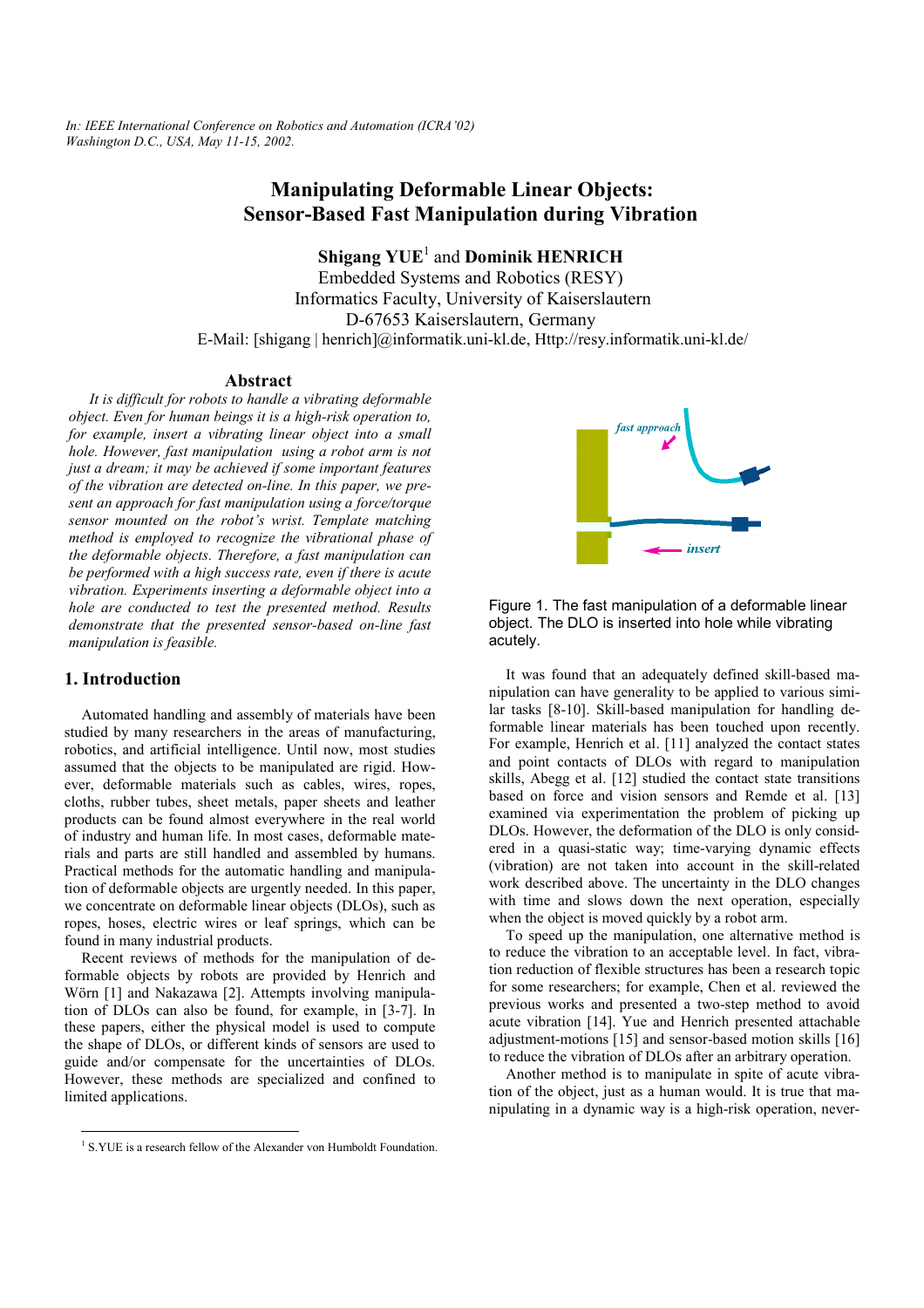*In: IEEE International Conference on Robotics and Automation (ICRA'02) Washington D.C., USA, May 11-15, 2002.*

# Manipulating Deformable Linear Objects: Sensor-Based Fast Manipulation during Vibration

**Shigang YUE**[1] and **Dominik HENRICH**

Embedded Systems and Robotics (RESY)
Informatics Faculty, University of Kaiserslautern
D-67653 Kaiserslautern, Germany
E-Mail: [shigang | henrich]@informatik.uni-kl.de, Http://resy.informatik.uni-kl.de/

## Abstract

*It is difficult for robots to handle a vibrating deformable object. Even for human beings it is a high-risk operation to, for example, insert a vibrating linear object into a small hole. However, fast manipulation using a robot arm is not just a dream; it may be achieved if some important features of the vibration are detected on-line. In this paper, we present an approach for fast manipulation using a force/torque sensor mounted on the robot's wrist. Template matching method is employed to recognize the vibrational phase of the deformable objects. Therefore, a fast manipulation can be performed with a high success rate, even if there is acute vibration. Experiments inserting a deformable object into a hole are conducted to test the presented method. Results demonstrate that the presented sensor-based on-line fast manipulation is feasible.*

## 1. Introduction

Automated handling and assembly of materials have been studied by many researchers in the areas of manufacturing, robotics, and artificial intelligence. Until now, most studies assumed that the objects to be manipulated are rigid. However, deformable materials such as cables, wires, ropes, cloths, rubber tubes, sheet metals, paper sheets and leather products can be found almost everywhere in the real world of industry and human life. In most cases, deformable materials and parts are still handled and assembled by humans. Practical methods for the automatic handling and manipulation of deformable objects are urgently needed. In this paper, we concentrate on deformable linear objects (DLOs), such as ropes, hoses, electric wires or leaf springs, which can be found in many industrial products.

Recent reviews of methods for the manipulation of deformable objects by robots are provided by Henrich and Wörn [1] and Nakazawa [2]. Attempts involving manipulation of DLOs can also be found, for example, in [3-7]. In these papers, either the physical model is used to compute the shape of DLOs, or different kinds of sensors are used to guide and/or compensate for the uncertainties of DLOs. However, these methods are specialized and confined to limited applications.

Figure 1. The fast manipulation of a deformable linear object. The DLO is inserted into hole while vibrating acutely.

It was found that an adequately defined skill-based manipulation can have generality to be applied to various similar tasks [8-10]. Skill-based manipulation for handling deformable linear materials has been touched upon recently. For example, Henrich et al. [11] analyzed the contact states and point contacts of DLOs with regard to manipulation skills, Abegg et al. [12] studied the contact state transitions based on force and vision sensors and Remde et al. [13] examined via experimentation the problem of picking up DLOs. However, the deformation of the DLO is only considered in a quasi-static way; time-varying dynamic effects (vibration) are not taken into account in the skill-related work described above. The uncertainty in the DLO changes with time and slows down the next operation, especially when the object is moved quickly by a robot arm.

To speed up the manipulation, one alternative method is to reduce the vibration to an acceptable level. In fact, vibration reduction of flexible structures has been a research topic for some researchers; for example, Chen et al. reviewed the previous works and presented a two-step method to avoid acute vibration [14]. Yue and Henrich presented attachable adjustment-motions [15] and sensor-based motion skills [16] to reduce the vibration of DLOs after an arbitrary operation.

Another method is to manipulate in spite of acute vibration of the object, just as a human would. It is true that manipulating in a dynamic way is a high-risk operation, never-

[1] S.YUE is a research fellow of the Alexander von Humboldt Foundation.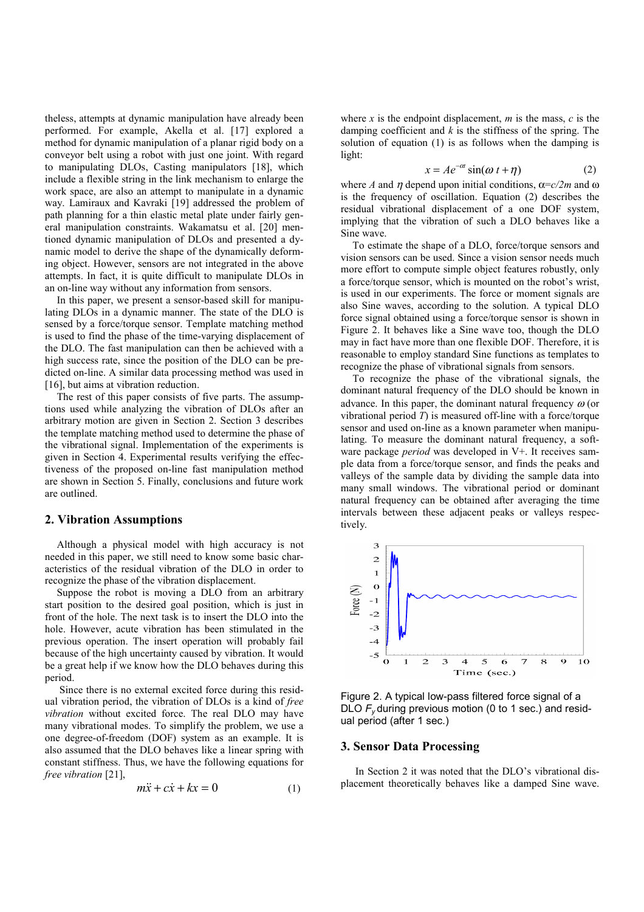theless, attempts at dynamic manipulation have already been performed. For example, Akella et al. [17] explored a method for dynamic manipulation of a planar rigid body on a conveyor belt using a robot with just one joint. With regard to manipulating DLOs, Casting manipulators [18], which include a flexible string in the link mechanism to enlarge the work space, are also an attempt to manipulate in a dynamic way. Lamiraux and Kavraki [19] addressed the problem of path planning for a thin elastic metal plate under fairly general manipulation constraints. Wakamatsu et al. [20] mentioned dynamic manipulation of DLOs and presented a dynamic model to derive the shape of the dynamically deforming object. However, sensors are not integrated in the above attempts. In fact, it is quite difficult to manipulate DLOs in an on-line way without any information from sensors.

In this paper, we present a sensor-based skill for manipulating DLOs in a dynamic manner. The state of the DLO is sensed by a force/torque sensor. Template matching method is used to find the phase of the time-varying displacement of the DLO. The fast manipulation can then be achieved with a high success rate, since the position of the DLO can be predicted on-line. A similar data processing method was used in [16], but aims at vibration reduction.

The rest of this paper consists of five parts. The assumptions used while analyzing the vibration of DLOs after an arbitrary motion are given in Section 2. Section 3 describes the template matching method used to determine the phase of the vibrational signal. Implementation of the experiments is given in Section 4. Experimental results verifying the effectiveness of the proposed on-line fast manipulation method are shown in Section 5. Finally, conclusions and future work are outlined.

## 2. Vibration Assumptions

Although a physical model with high accuracy is not needed in this paper, we still need to know some basic characteristics of the residual vibration of the DLO in order to recognize the phase of the vibration displacement.

Suppose the robot is moving a DLO from an arbitrary start position to the desired goal position, which is just in front of the hole. The next task is to insert the DLO into the hole. However, acute vibration has been stimulated in the previous operation. The insert operation will probably fail because of the high uncertainty caused by vibration. It would be a great help if we know how the DLO behaves during this period.

Since there is no external excited force during this residual vibration period, the vibration of DLOs is a kind of *free vibration* without excited force. The real DLO may have many vibrational modes. To simplify the problem, we use a one degree-of-freedom (DOF) system as an example. It is also assumed that the DLO behaves like a linear spring with constant stiffness. Thus, we have the following equations for *free vibration* [21],

$$m\ddot{x} + c\dot{x} + kx = 0 \tag{1}$$

where $x$ is the endpoint displacement, $m$ is the mass, $c$ is the damping coefficient and $k$ is the stiffness of the spring. The solution of equation (1) is as follows when the damping is light:

$$x = Ae^{-\alpha t}\sin(\omega t + \eta) \tag{2}$$

where $A$ and $\eta$ depend upon initial conditions, $\alpha = c/2m$ and $\omega$ is the frequency of oscillation. Equation (2) describes the residual vibrational displacement of a one DOF system, implying that the vibration of such a DLO behaves like a Sine wave.

To estimate the shape of a DLO, force/torque sensors and vision sensors can be used. Since a vision sensor needs much more effort to compute simple object features robustly, only a force/torque sensor, which is mounted on the robot's wrist, is used in our experiments. The force or moment signals are also Sine waves, according to the solution. A typical DLO force signal obtained using a force/torque sensor is shown in Figure 2. It behaves like a Sine wave too, though the DLO may in fact have more than one flexible DOF. Therefore, it is reasonable to employ standard Sine functions as templates to recognize the phase of vibrational signals from sensors.

To recognize the phase of the vibrational signals, the dominant natural frequency of the DLO should be known in advance. In this paper, the dominant natural frequency $\omega$ (or vibrational period $T$) is measured off-line with a force/torque sensor and used on-line as a known parameter when manipulating. To measure the dominant natural frequency, a software package *period* was developed in V+. It receives sample data from a force/torque sensor, and finds the peaks and valleys of the sample data by dividing the sample data into many small windows. The vibrational period or dominant natural frequency can be obtained after averaging the time intervals between these adjacent peaks or valleys respectively.

Figure 2. A typical low-pass filtered force signal of a DLO $F_y$ during previous motion (0 to 1 sec.) and residual period (after 1 sec.)

## 3. Sensor Data Processing

In Section 2 it was noted that the DLO's vibrational displacement theoretically behaves like a damped Sine wave.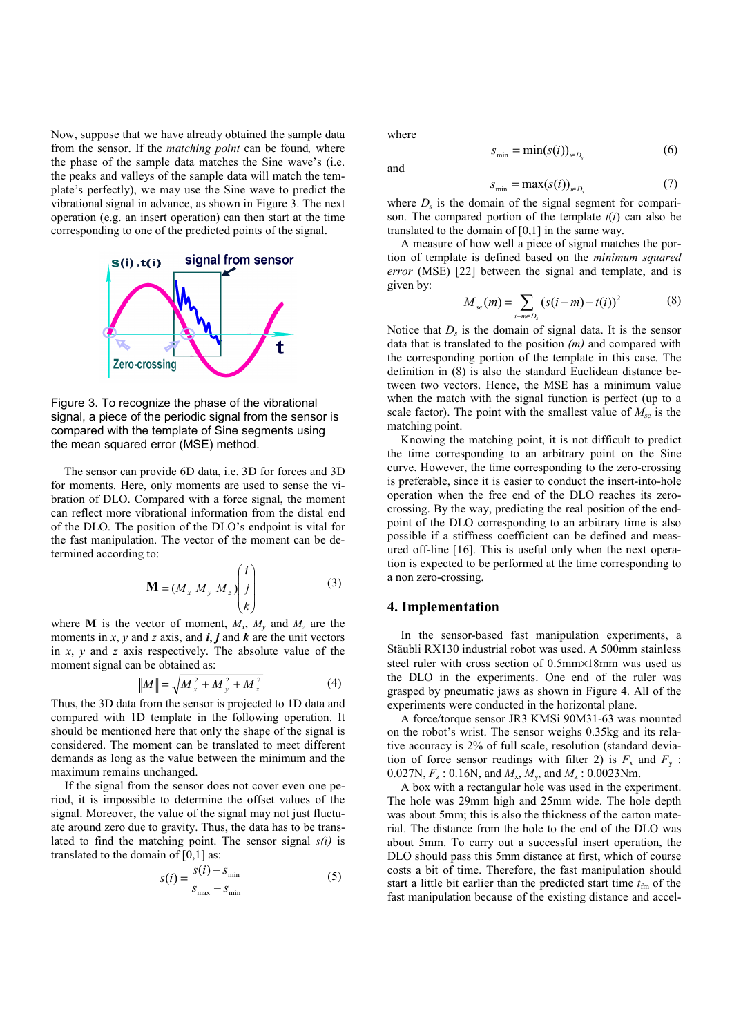Now, suppose that we have already obtained the sample data from the sensor. If the *matching point* can be found, where the phase of the sample data matches the Sine wave's (i.e. the peaks and valleys of the sample data will match the template's perfectly), we may use the Sine wave to predict the vibrational signal in advance, as shown in Figure 3. The next operation (e.g. an insert operation) can then start at the time corresponding to one of the predicted points of the signal.

Figure 3. To recognize the phase of the vibrational signal, a piece of the periodic signal from the sensor is compared with the template of Sine segments using the mean squared error (MSE) method.

The sensor can provide 6D data, i.e. 3D for forces and 3D for moments. Here, only moments are used to sense the vibration of DLO. Compared with a force signal, the moment can reflect more vibrational information from the distal end of the DLO. The position of the DLO's endpoint is vital for the fast manipulation. The vector of the moment can be determined according to:

$$\mathbf{M} = (M_x \; M_y \; M_z)\begin{pmatrix} i \\ j \\ k \end{pmatrix} \tag{3}$$

where $\mathbf{M}$ is the vector of moment, $M_x$, $M_y$ and $M_z$ are the moments in $x$, $y$ and $z$ axis, and $\boldsymbol{i}$, $\boldsymbol{j}$ and $\boldsymbol{k}$ are the unit vectors in $x$, $y$ and $z$ axis respectively. The absolute value of the moment signal can be obtained as:

$$\|M\| = \sqrt{M_x^2 + M_y^2 + M_z^2} \tag{4}$$

Thus, the 3D data from the sensor is projected to 1D data and compared with 1D template in the following operation. It should be mentioned here that only the shape of the signal is considered. The moment can be translated to meet different demands as long as the value between the minimum and the maximum remains unchanged.

If the signal from the sensor does not cover even one period, it is impossible to determine the offset values of the signal. Moreover, the value of the signal may not just fluctuate around zero due to gravity. Thus, the data has to be translated to find the matching point. The sensor signal $s(i)$ is translated to the domain of [0,1] as:

$$s(i) = \frac{s(i) - s_{\min}}{s_{\max} - s_{\min}} \tag{5}$$

where

$$s_{\min} = \min(s(i))_{i \in D_s} \tag{6}$$

and

$$s_{\min} = \max(s(i))_{i \in D_s} \tag{7}$$

where $D_s$ is the domain of the signal segment for comparison. The compared portion of the template $t(i)$ can also be translated to the domain of [0,1] in the same way.

A measure of how well a piece of signal matches the portion of template is defined based on the *minimum squared error* (MSE) [22] between the signal and template, and is given by:

$$M_{se}(m) = \sum_{i-m \in D_s} (s(i-m) - t(i))^2 \tag{8}$$

Notice that $D_s$ is the domain of signal data. It is the sensor data that is translated to the position *(m)* and compared with the corresponding portion of the template in this case. The definition in (8) is also the standard Euclidean distance between two vectors. Hence, the MSE has a minimum value when the match with the signal function is perfect (up to a scale factor). The point with the smallest value of $M_{se}$ is the matching point.

Knowing the matching point, it is not difficult to predict the time corresponding to an arbitrary point on the Sine curve. However, the time corresponding to the zero-crossing is preferable, since it is easier to conduct the insert-into-hole operation when the free end of the DLO reaches its zero-crossing. By the way, predicting the real position of the endpoint of the DLO corresponding to an arbitrary time is also possible if a stiffness coefficient can be defined and measured off-line [16]. This is useful only when the next operation is expected to be performed at the time corresponding to a non zero-crossing.

## 4. Implementation

In the sensor-based fast manipulation experiments, a Stäubli RX130 industrial robot was used. A 500mm stainless steel ruler with cross section of 0.5mm×18mm was used as the DLO in the experiments. One end of the ruler was grasped by pneumatic jaws as shown in Figure 4. All of the experiments were conducted in the horizontal plane.

A force/torque sensor JR3 KMSi 90M31-63 was mounted on the robot's wrist. The sensor weighs 0.35kg and its relative accuracy is 2% of full scale, resolution (standard deviation of force sensor readings with filter 2) is $F_x$ and $F_y$ : 0.027N, $F_z$ : 0.16N, and $M_x$, $M_y$, and $M_z$ : 0.0023Nm.

A box with a rectangular hole was used in the experiment. The hole was 29mm high and 25mm wide. The hole depth was about 5mm; this is also the thickness of the carton material. The distance from the hole to the end of the DLO was about 5mm. To carry out a successful insert operation, the DLO should pass this 5mm distance at first, which of course costs a bit of time. Therefore, the fast manipulation should start a little bit earlier than the predicted start time $t_{fm}$ of the fast manipulation because of the existing distance and accel-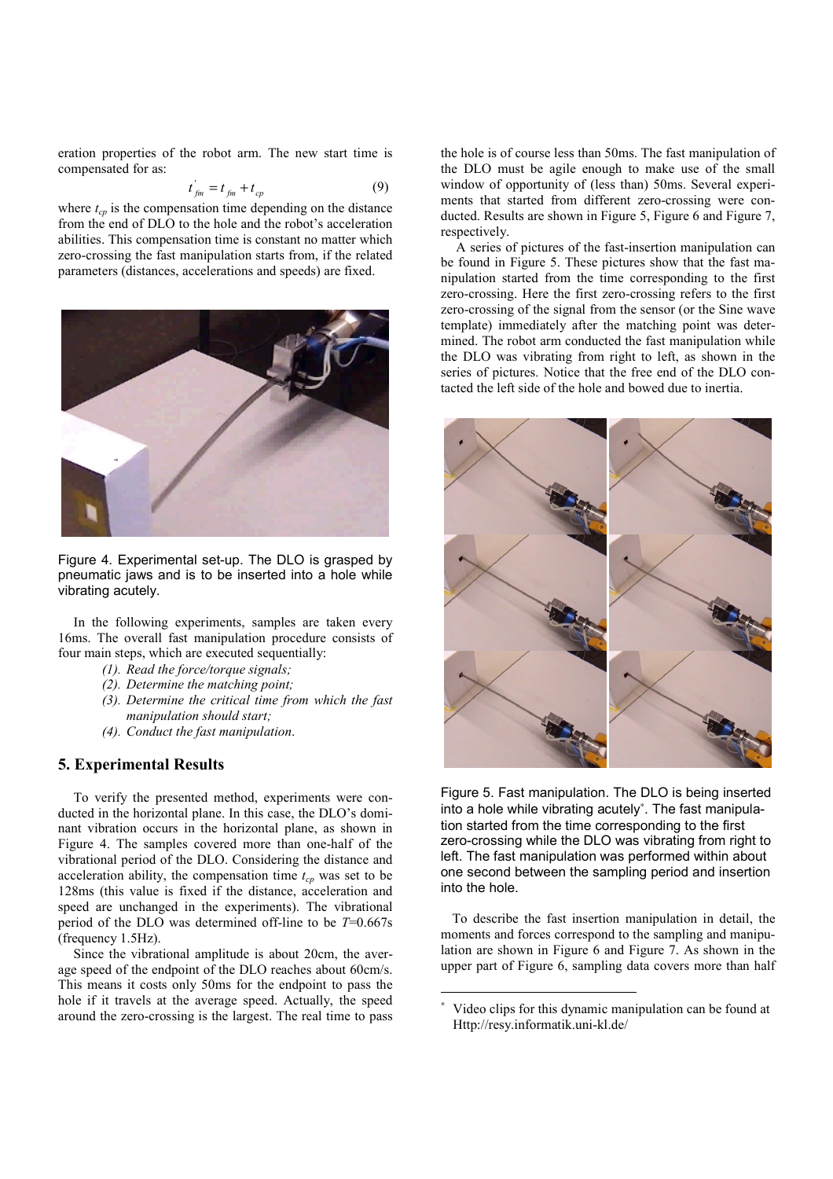eration properties of the robot arm. The new start time is compensated for as:

$$t'_{fm} = t_{fm} + t_{cp} \tag{9}$$

where $t_{cp}$ is the compensation time depending on the distance from the end of DLO to the hole and the robot's acceleration abilities. This compensation time is constant no matter which zero-crossing the fast manipulation starts from, if the related parameters (distances, accelerations and speeds) are fixed.

Figure 4. Experimental set-up. The DLO is grasped by pneumatic jaws and is to be inserted into a hole while vibrating acutely.

In the following experiments, samples are taken every 16ms. The overall fast manipulation procedure consists of four main steps, which are executed sequentially:

*(1). Read the force/torque signals;*
*(2). Determine the matching point;*
*(3). Determine the critical time from which the fast manipulation should start;*
*(4). Conduct the fast manipulation.*

## 5. Experimental Results

To verify the presented method, experiments were conducted in the horizontal plane. In this case, the DLO's dominant vibration occurs in the horizontal plane, as shown in Figure 4. The samples covered more than one-half of the vibrational period of the DLO. Considering the distance and acceleration ability, the compensation time $t_{cp}$ was set to be 128ms (this value is fixed if the distance, acceleration and speed are unchanged in the experiments). The vibrational period of the DLO was determined off-line to be $T$=0.667s (frequency 1.5Hz).

Since the vibrational amplitude is about 20cm, the average speed of the endpoint of the DLO reaches about 60cm/s. This means it costs only 50ms for the endpoint to pass the hole if it travels at the average speed. Actually, the speed around the zero-crossing is the largest. The real time to pass the hole is of course less than 50ms. The fast manipulation of the DLO must be agile enough to make use of the small window of opportunity of (less than) 50ms. Several experiments that started from different zero-crossing were conducted. Results are shown in Figure 5, Figure 6 and Figure 7, respectively.

A series of pictures of the fast-insertion manipulation can be found in Figure 5. These pictures show that the fast manipulation started from the time corresponding to the first zero-crossing. Here the first zero-crossing refers to the first zero-crossing of the signal from the sensor (or the Sine wave template) immediately after the matching point was determined. The robot arm conducted the fast manipulation while the DLO was vibrating from right to left, as shown in the series of pictures. Notice that the free end of the DLO contacted the left side of the hole and bowed due to inertia.

Figure 5. Fast manipulation. The DLO is being inserted into a hole while vibrating acutely*. The fast manipulation started from the time corresponding to the first zero-crossing while the DLO was vibrating from right to left. The fast manipulation was performed within about one second between the sampling period and insertion into the hole.

To describe the fast insertion manipulation in detail, the moments and forces correspond to the sampling and manipulation are shown in Figure 6 and Figure 7. As shown in the upper part of Figure 6, sampling data covers more than half

\* Video clips for this dynamic manipulation can be found at Http://resy.informatik.uni-kl.de/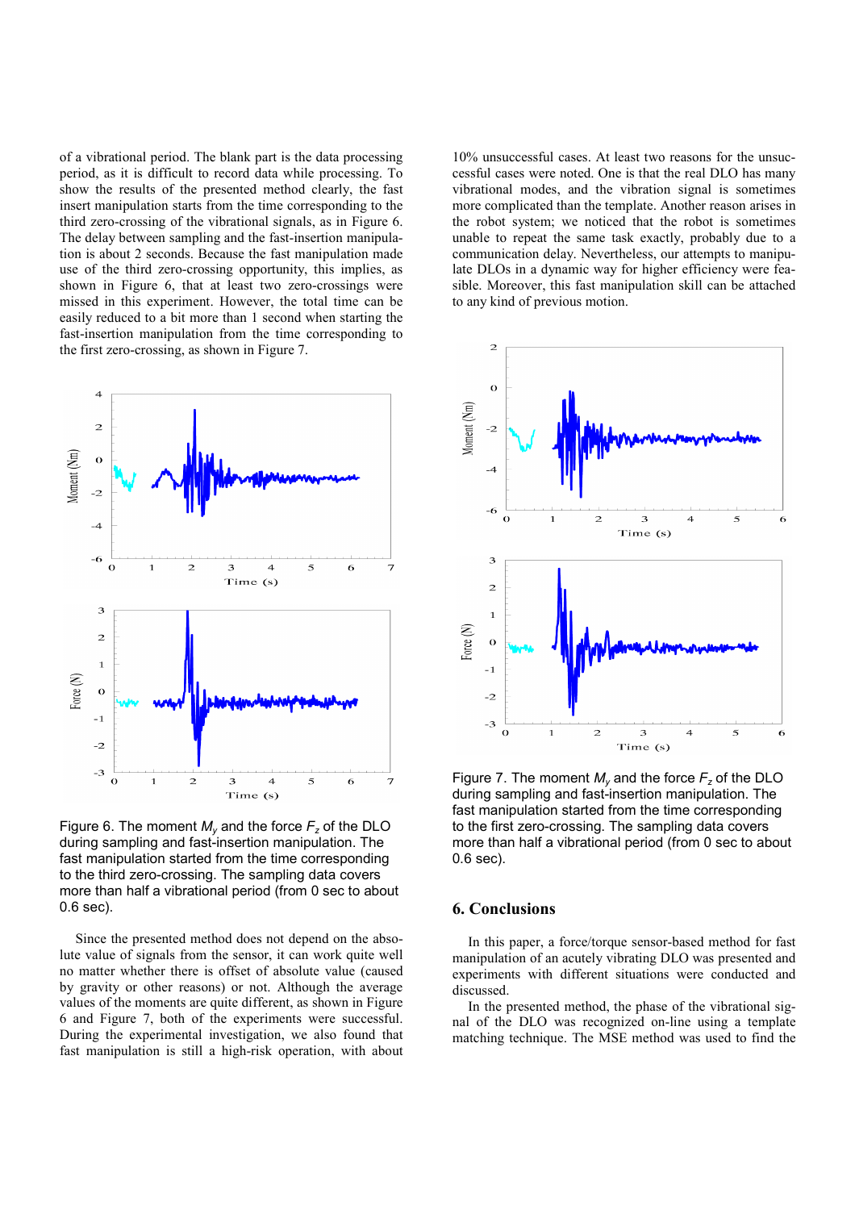of a vibrational period. The blank part is the data processing period, as it is difficult to record data while processing. To show the results of the presented method clearly, the fast insert manipulation starts from the time corresponding to the third zero-crossing of the vibrational signals, as in Figure 6. The delay between sampling and the fast-insertion manipulation is about 2 seconds. Because the fast manipulation made use of the third zero-crossing opportunity, this implies, as shown in Figure 6, that at least two zero-crossings were missed in this experiment. However, the total time can be easily reduced to a bit more than 1 second when starting the fast-insertion manipulation from the time corresponding to the first zero-crossing, as shown in Figure 7.

Figure 6. The moment $M_y$ and the force $F_z$ of the DLO during sampling and fast-insertion manipulation. The fast manipulation started from the time corresponding to the third zero-crossing. The sampling data covers more than half a vibrational period (from 0 sec to about 0.6 sec).

Since the presented method does not depend on the absolute value of signals from the sensor, it can work quite well no matter whether there is offset of absolute value (caused by gravity or other reasons) or not. Although the average values of the moments are quite different, as shown in Figure 6 and Figure 7, both of the experiments were successful. During the experimental investigation, we also found that fast manipulation is still a high-risk operation, with about 10% unsuccessful cases. At least two reasons for the unsuccessful cases were noted. One is that the real DLO has many vibrational modes, and the vibration signal is sometimes more complicated than the template. Another reason arises in the robot system; we noticed that the robot is sometimes unable to repeat the same task exactly, probably due to a communication delay. Nevertheless, our attempts to manipulate DLOs in a dynamic way for higher efficiency were feasible. Moreover, this fast manipulation skill can be attached to any kind of previous motion.

Figure 7. The moment $M_y$ and the force $F_z$ of the DLO during sampling and fast-insertion manipulation. The fast manipulation started from the time corresponding to the first zero-crossing. The sampling data covers more than half a vibrational period (from 0 sec to about 0.6 sec).

## 6. Conclusions

In this paper, a force/torque sensor-based method for fast manipulation of an acutely vibrating DLO was presented and experiments with different situations were conducted and discussed.

In the presented method, the phase of the vibrational signal of the DLO was recognized on-line using a template matching technique. The MSE method was used to find the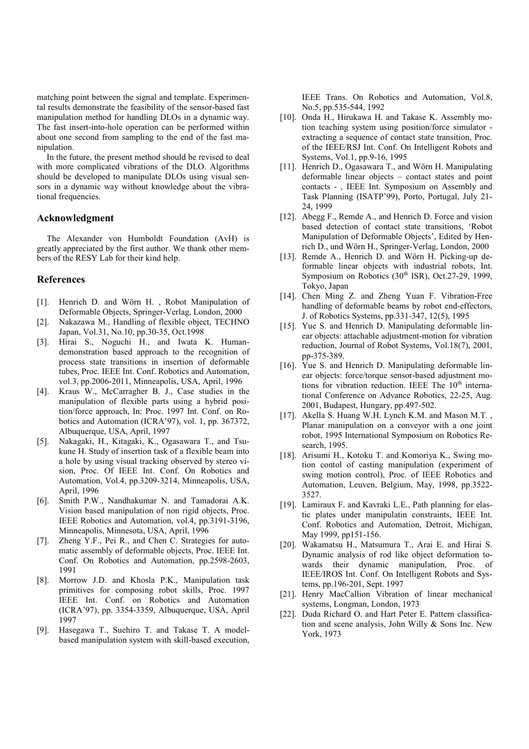matching point between the signal and template. Experimental results demonstrate the feasibility of the sensor-based fast manipulation method for handling DLOs in a dynamic way. The fast insert-into-hole operation can be performed within about one second from sampling to the end of the fast manipulation.

In the future, the present method should be revised to deal with more complicated vibrations of the DLO. Algorithms should be developed to manipulate DLOs using visual sensors in a dynamic way without knowledge about the vibrational frequencies.

## Acknowledgment

The Alexander von Humboldt Foundation (AvH) is greatly appreciated by the first author. We thank other members of the RESY Lab for their kind help.

## References

[1]. Henrich D. and Wörn H. , Robot Manipulation of Deformable Objects, Springer-Verlag, London, 2000

[2]. Nakazawa M., Handling of flexible object, TECHNO Japan, Vol.31, No.10, pp.30-35, Oct.1998

[3]. Hirai S., Noguchi H., and Iwata K. Human-demonstration based approach to the recognition of process state transitions in insertion of deformable tubes, Proc. IEEE Int. Conf. Robotics and Automation, vol.3, pp.2006-2011, Minneapolis, USA, April, 1996

[4]. Kraus W., McCarragher B. J., Case studies in the manipulation of flexible parts using a hybrid position/force approach, In: Proc. 1997 Int. Conf. on Robotics and Automation (ICRA'97), vol. 1, pp. 367372, Albuquerque, USA, April, 1997

[5]. Nakagaki, H., Kitagaki, K., Ogasawara T., and Tsukune H. Study of insertion task of a flexible beam into a hole by using visual tracking observed by stereo vision, Proc. Of IEEE Int. Conf. On Robotics and Automation, Vol.4, pp.3209-3214, Minneapolis, USA, April, 1996

[6]. Smith P.W., Nandhakumar N. and Tamadorai A.K. Vision based manipulation of non rigid objects, Proc. IEEE Robotics and Automation, vol.4, pp.3191-3196, Minneapolis, Minnesota, USA, April, 1996

[7]. Zheng Y.F., Pei R., and Chen C. Strategies for automatic assembly of deformable objects, Proc. IEEE Int. Conf. On Robotics and Automation, pp.2598-2603, 1991

[8]. Morrow J.D. and Khosla P.K., Manipulation task primitives for composing robot skills, Proc. 1997 IEEE Int. Conf. on Robotics and Automation (ICRA'97), pp. 3354-3359, Albuquerque, USA, April 1997

[9]. Hasegawa T., Suehiro T. and Takase T. A model-based manipulation system with skill-based execution, IEEE Trans. On Robotics and Automation, Vol.8, No.5, pp.535-544, 1992

[10]. Onda H., Hirukawa H. and Takase K. Assembly motion teaching system using position/force simulator - extracting a sequence of contact state transition, Proc. of the IEEE/RSJ Int. Conf. On Intelligent Robots and Systems, Vol.1, pp.9-16, 1995

[11]. Henrich D., Ogasawara T., and Wörn H. Manipulating deformable linear objects – contact states and point contacts - , IEEE Int. Symposium on Assembly and Task Planning (ISATP'99), Porto, Portugal, July 21-24, 1999

[12]. Abegg F., Remde A., and Henrich D. Force and vision based detection of contact state transitions, 'Robot Manipulation of Deformable Objects', Edited by Henrich D., und Wörn H., Springer-Verlag, London, 2000

[13]. Remde A., Henrich D. and Wörn H. Picking-up deformable linear objects with industrial robots, Int. Symposium on Robotics (30th ISR), Oct.27-29, 1999, Tokyo, Japan

[14]. Chen Ming Z. and Zheng Yuan F. Vibration-Free handling of deformable beams by robot end-effectors, J. of Robotics Systems, pp.331-347, 12(5), 1995

[15]. Yue S. and Henrich D. Manipulating deformable linear objects: attachable adjustment-motion for vibration reduction, Journal of Robot Systems, Vol.18(7), 2001, pp-375-389.

[16]. Yue S. and Henrich D. Manipulating deformable linear objects: force/torque sensor-based adjustment motions for vibration reduction. IEEE The 10th international Conference on Advance Robotics, 22-25, Aug. 2001, Budapest, Hungary, pp.497-502.

[17]. Akella S. Huang W.H. Lynch K.M. and Mason M.T. , Planar manipulation on a conveyor with a one joint robot, 1995 International Symposium on Robotics Research, 1995.

[18]. Arisumi H., Kotoku T. and Komoriya K., Swing motion contol of casting manipulation (experiment of swing motion control), Proc. of IEEE Robotics and Automation, Leuven, Belgium, May, 1998, pp.3522-3527.

[19]. Lamiraux F. and Kavraki L.E., Path planning for elastic plates under manipulatin constraints, IEEE Int. Conf. Robotics and Automation, Detroit, Michigan, May 1999, pp151-156.

[20]. Wakamatsu H., Matsumura T., Arai E. and Hirai S. Dynamic analysis of rod like object deformation towards their dynamic manipulation, Proc. of IEEE/IROS Int. Conf. On Intelligent Robots and Systems, pp.196-201, Sept. 1997

[21]. Henry MacCallion Vibration of linear mechanical systems, Longman, London, 1973

[22]. Duda Richard O. and Hart Peter E. Pattern classification and scene analysis, John Willy & Sons Inc. New York, 1973